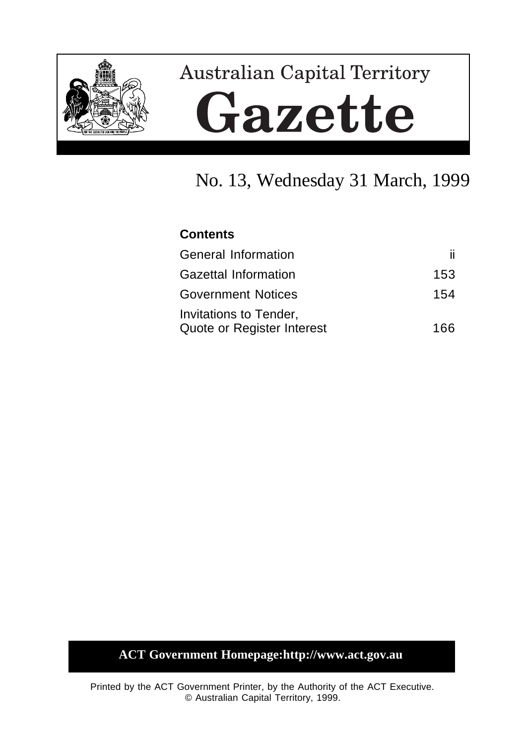# Australian Capital Territory

# Gazette

## No. 13, Wednesday 31 March, 1999

**Contents**

| | |
|---|---|
| General Information | ii |
| Gazettal Information | 153 |
| Government Notices | 154 |
| Invitations to Tender, Quote or Register Interest | 166 |

**ACT Government Homepage:http://www.act.gov.au**

Printed by the ACT Government Printer, by the Authority of the ACT Executive.
© Australian Capital Territory, 1999.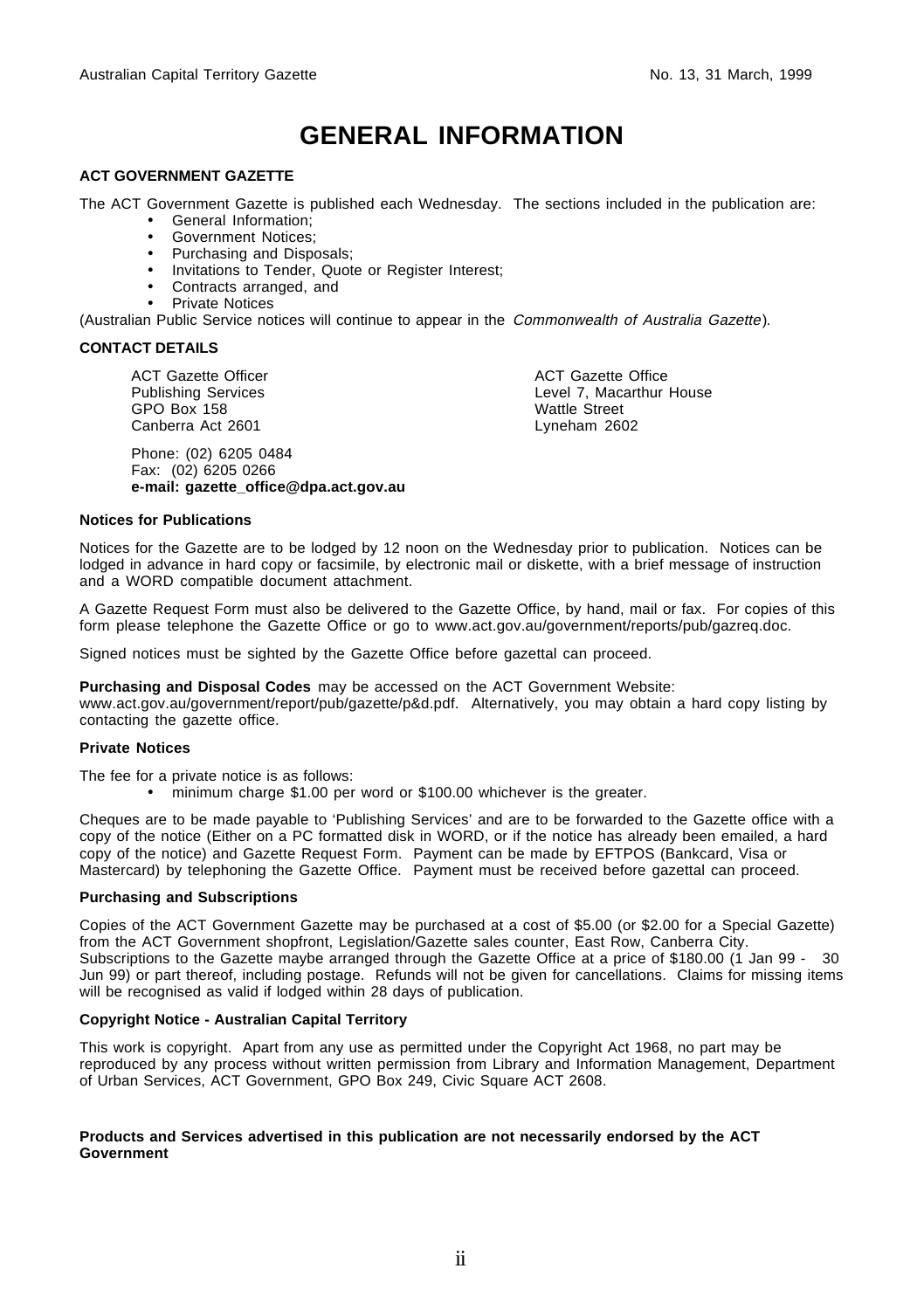# GENERAL INFORMATION

### ACT GOVERNMENT GAZETTE

The ACT Government Gazette is published each Wednesday. The sections included in the publication are:

- General Information;
- Government Notices;
- Purchasing and Disposals;
- Invitations to Tender, Quote or Register Interest;
- Contracts arranged, and
- Private Notices

(Australian Public Service notices will continue to appear in the *Commonwealth of Australia Gazette*).

### CONTACT DETAILS

ACT Gazette Officer
Publishing Services
GPO Box 158
Canberra Act 2601

ACT Gazette Office
Level 7, Macarthur House
Wattle Street
Lyneham 2602

Phone: (02) 6205 0484
Fax: (02) 6205 0266
**e-mail: gazette_office@dpa.act.gov.au**

### Notices for Publications

Notices for the Gazette are to be lodged by 12 noon on the Wednesday prior to publication. Notices can be lodged in advance in hard copy or facsimile, by electronic mail or diskette, with a brief message of instruction and a WORD compatible document attachment.

A Gazette Request Form must also be delivered to the Gazette Office, by hand, mail or fax. For copies of this form please telephone the Gazette Office or go to www.act.gov.au/government/reports/pub/gazreq.doc.

Signed notices must be sighted by the Gazette Office before gazettal can proceed.

**Purchasing and Disposal Codes** may be accessed on the ACT Government Website: www.act.gov.au/government/report/pub/gazette/p&d.pdf. Alternatively, you may obtain a hard copy listing by contacting the gazette office.

### Private Notices

The fee for a private notice is as follows:

- minimum charge $1.00 per word or $100.00 whichever is the greater.

Cheques are to be made payable to 'Publishing Services' and are to be forwarded to the Gazette office with a copy of the notice (Either on a PC formatted disk in WORD, or if the notice has already been emailed, a hard copy of the notice) and Gazette Request Form. Payment can be made by EFTPOS (Bankcard, Visa or Mastercard) by telephoning the Gazette Office. Payment must be received before gazettal can proceed.

### Purchasing and Subscriptions

Copies of the ACT Government Gazette may be purchased at a cost of $5.00 (or $2.00 for a Special Gazette) from the ACT Government shopfront, Legislation/Gazette sales counter, East Row, Canberra City. Subscriptions to the Gazette maybe arranged through the Gazette Office at a price of $180.00 (1 Jan 99 - 30 Jun 99) or part thereof, including postage. Refunds will not be given for cancellations. Claims for missing items will be recognised as valid if lodged within 28 days of publication.

### Copyright Notice - Australian Capital Territory

This work is copyright. Apart from any use as permitted under the Copyright Act 1968, no part may be reproduced by any process without written permission from Library and Information Management, Department of Urban Services, ACT Government, GPO Box 249, Civic Square ACT 2608.

**Products and Services advertised in this publication are not necessarily endorsed by the ACT Government**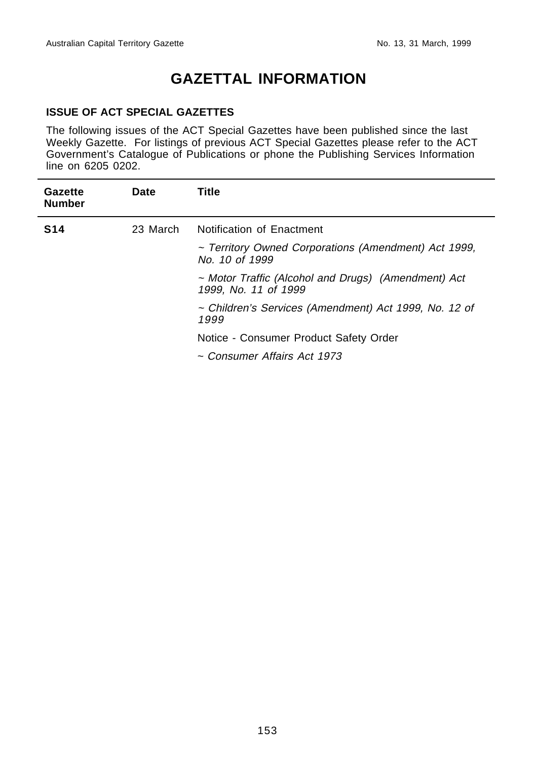# GAZETTAL INFORMATION

## ISSUE OF ACT SPECIAL GAZETTES

The following issues of the ACT Special Gazettes have been published since the last Weekly Gazette. For listings of previous ACT Special Gazettes please refer to the ACT Government's Catalogue of Publications or phone the Publishing Services Information line on 6205 0202.

| Gazette Number | Date | Title |
|---|---|---|
| **S14** | 23 March | Notification of Enactment |
| | | *~ Territory Owned Corporations (Amendment) Act 1999, No. 10 of 1999* |
| | | *~ Motor Traffic (Alcohol and Drugs) (Amendment) Act 1999, No. 11 of 1999* |
| | | *~ Children's Services (Amendment) Act 1999, No. 12 of 1999* |
| | | Notice - Consumer Product Safety Order |
| | | *~ Consumer Affairs Act 1973* |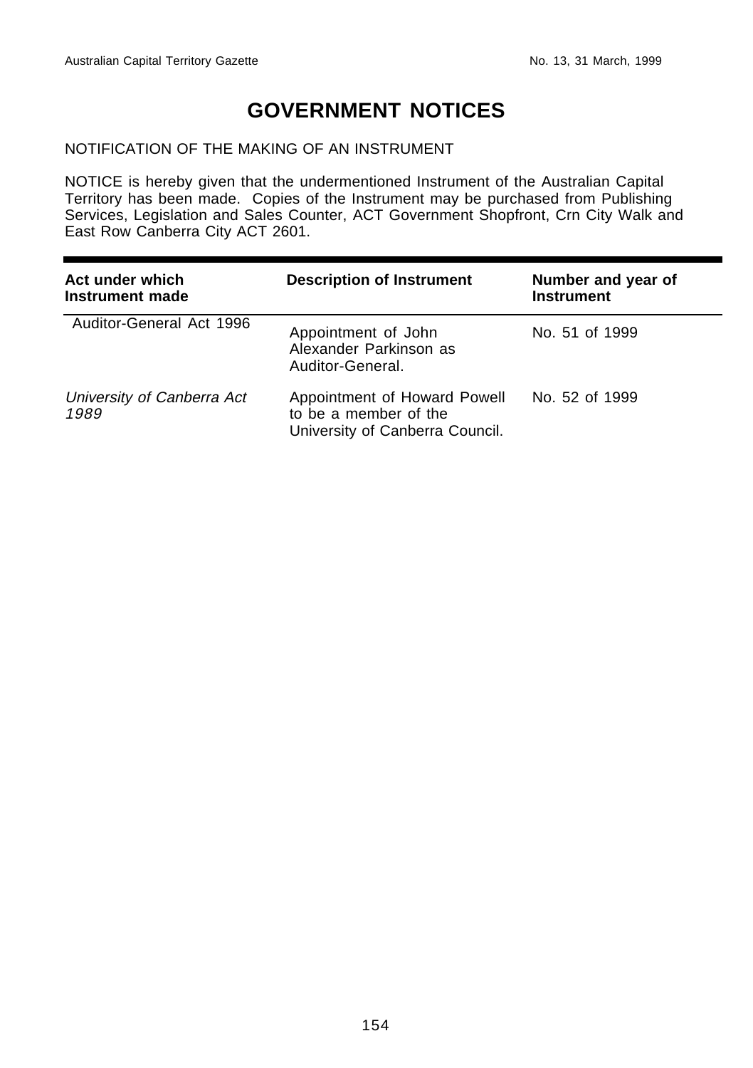# GOVERNMENT NOTICES

NOTIFICATION OF THE MAKING OF AN INSTRUMENT

NOTICE is hereby given that the undermentioned Instrument of the Australian Capital Territory has been made. Copies of the Instrument may be purchased from Publishing Services, Legislation and Sales Counter, ACT Government Shopfront, Crn City Walk and East Row Canberra City ACT 2601.

| **Act under which Instrument made** | **Description of Instrument** | **Number and year of Instrument** |
|---|---|---|
| Auditor-General Act 1996 | Appointment of John Alexander Parkinson as Auditor-General. | No. 51 of 1999 |
| *University of Canberra Act 1989* | Appointment of Howard Powell to be a member of the University of Canberra Council. | No. 52 of 1999 |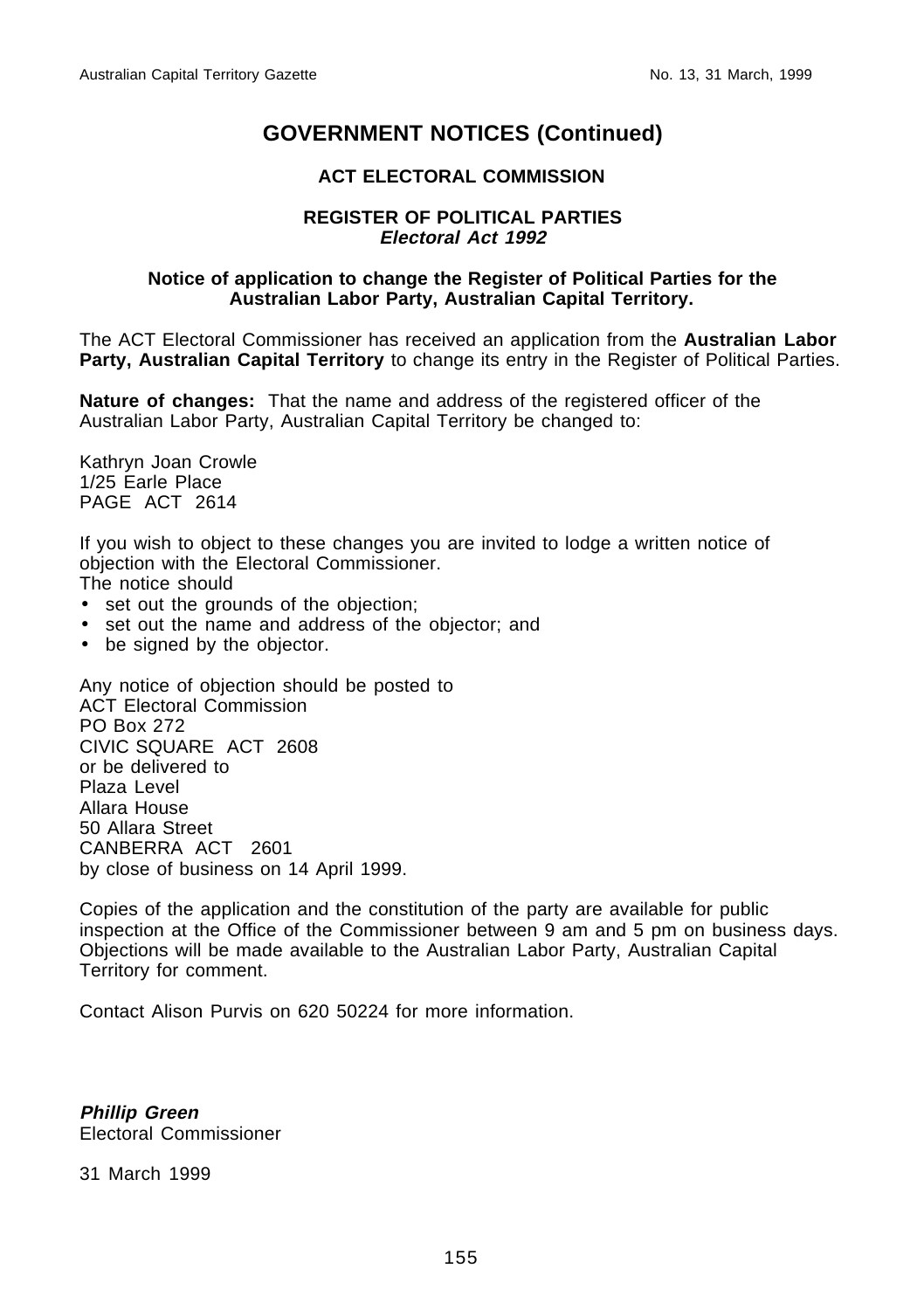# GOVERNMENT NOTICES (Continued)

## ACT ELECTORAL COMMISSION

### REGISTER OF POLITICAL PARTIES
***Electoral Act 1992***

**Notice of application to change the Register of Political Parties for the Australian Labor Party, Australian Capital Territory.**

The ACT Electoral Commissioner has received an application from the **Australian Labor Party, Australian Capital Territory** to change its entry in the Register of Political Parties.

**Nature of changes:** That the name and address of the registered officer of the Australian Labor Party, Australian Capital Territory be changed to:

Kathryn Joan Crowle
1/25 Earle Place
PAGE ACT 2614

If you wish to object to these changes you are invited to lodge a written notice of objection with the Electoral Commissioner.
The notice should

- set out the grounds of the objection;
- set out the name and address of the objector; and
- be signed by the objector.

Any notice of objection should be posted to
ACT Electoral Commission
PO Box 272
CIVIC SQUARE ACT 2608
or be delivered to
Plaza Level
Allara House
50 Allara Street
CANBERRA ACT 2601
by close of business on 14 April 1999.

Copies of the application and the constitution of the party are available for public inspection at the Office of the Commissioner between 9 am and 5 pm on business days. Objections will be made available to the Australian Labor Party, Australian Capital Territory for comment.

Contact Alison Purvis on 620 50224 for more information.

***Phillip Green***
Electoral Commissioner

31 March 1999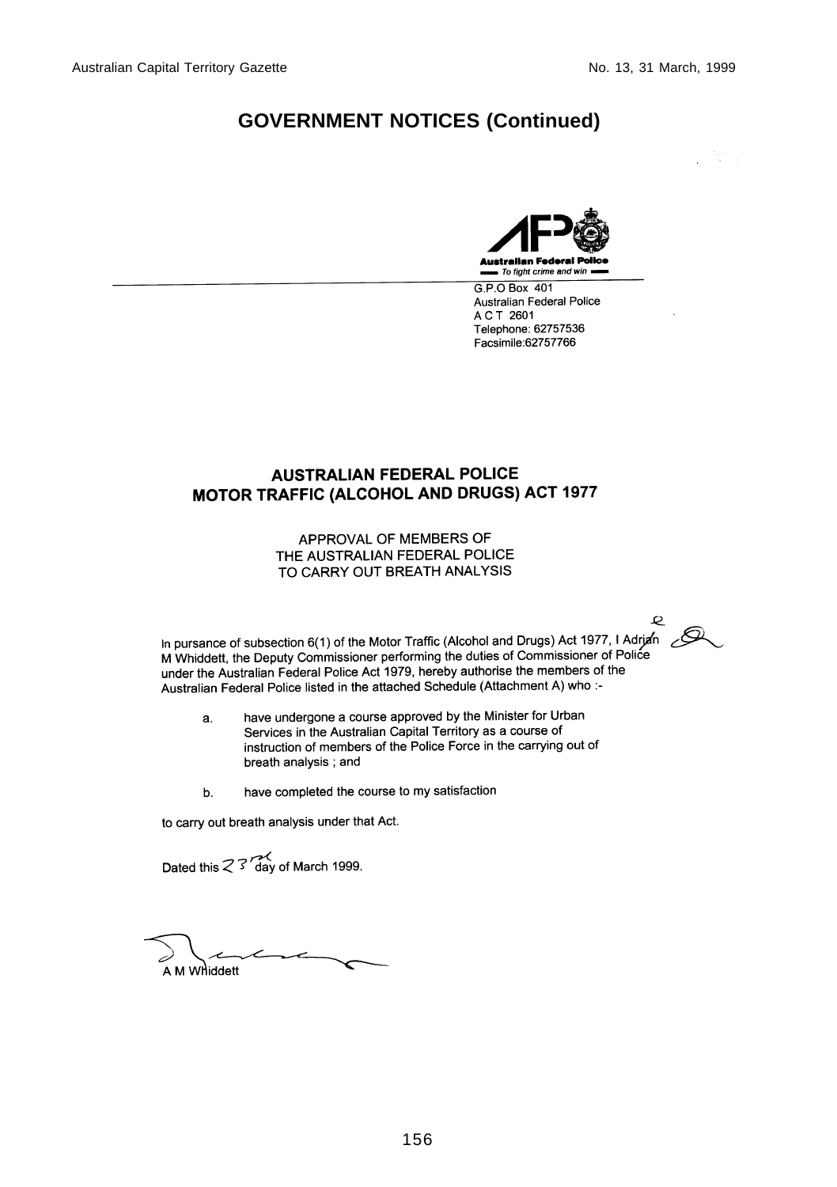## GOVERNMENT NOTICES (Continued)

**Australian Federal Police**
*To fight crime and win*

G.P.O Box 401
Australian Federal Police
A C T 2601
Telephone: 62757536
Facsimile:62757766

### AUSTRALIAN FEDERAL POLICE
### MOTOR TRAFFIC (ALCOHOL AND DRUGS) ACT 1977

APPROVAL OF MEMBERS OF
THE AUSTRALIAN FEDERAL POLICE
TO CARRY OUT BREATH ANALYSIS

In pursance of subsection 6(1) of the Motor Traffic (Alcohol and Drugs) Act 1977, I Adrian M Whiddett, the Deputy Commissioner performing the duties of Commissioner of Police under the Australian Federal Police Act 1979, hereby authorise the members of the Australian Federal Police listed in the attached Schedule (Attachment A) who :-

a. have undergone a course approved by the Minister for Urban Services in the Australian Capital Territory as a course of instruction of members of the Police Force in the carrying out of breath analysis ; and

b. have completed the course to my satisfaction

to carry out breath analysis under that Act.

Dated this 23rd day of March 1999.

A M Whiddett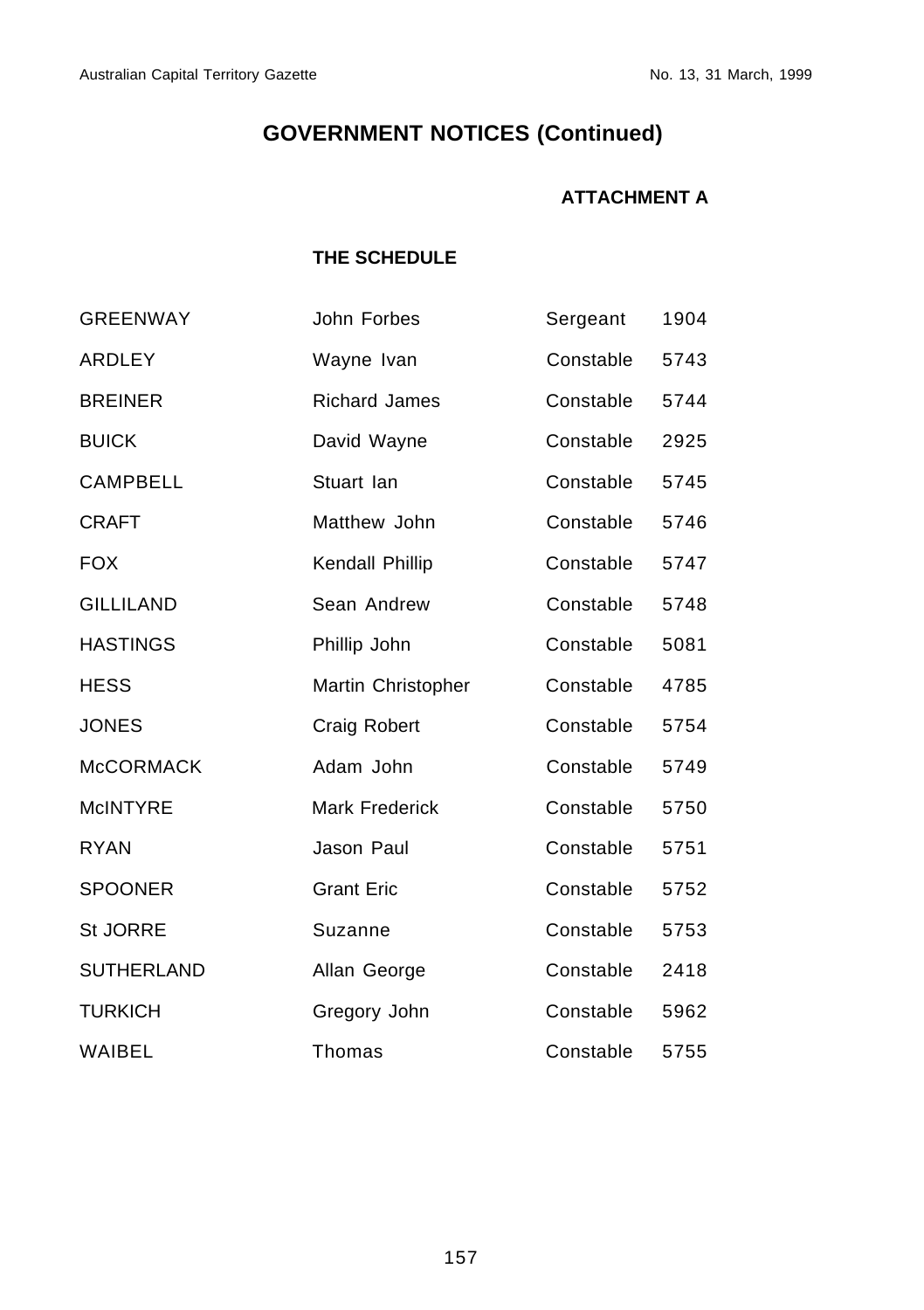## GOVERNMENT NOTICES (Continued)

**ATTACHMENT A**

**THE SCHEDULE**

| | | | |
|---|---|---|---|
| GREENWAY | John Forbes | Sergeant | 1904 |
| ARDLEY | Wayne Ivan | Constable | 5743 |
| BREINER | Richard James | Constable | 5744 |
| BUICK | David Wayne | Constable | 2925 |
| CAMPBELL | Stuart Ian | Constable | 5745 |
| CRAFT | Matthew John | Constable | 5746 |
| FOX | Kendall Phillip | Constable | 5747 |
| GILLILAND | Sean Andrew | Constable | 5748 |
| HASTINGS | Phillip John | Constable | 5081 |
| HESS | Martin Christopher | Constable | 4785 |
| JONES | Craig Robert | Constable | 5754 |
| McCORMACK | Adam John | Constable | 5749 |
| McINTYRE | Mark Frederick | Constable | 5750 |
| RYAN | Jason Paul | Constable | 5751 |
| SPOONER | Grant Eric | Constable | 5752 |
| St JORRE | Suzanne | Constable | 5753 |
| SUTHERLAND | Allan George | Constable | 2418 |
| TURKICH | Gregory John | Constable | 5962 |
| WAIBEL | Thomas | Constable | 5755 |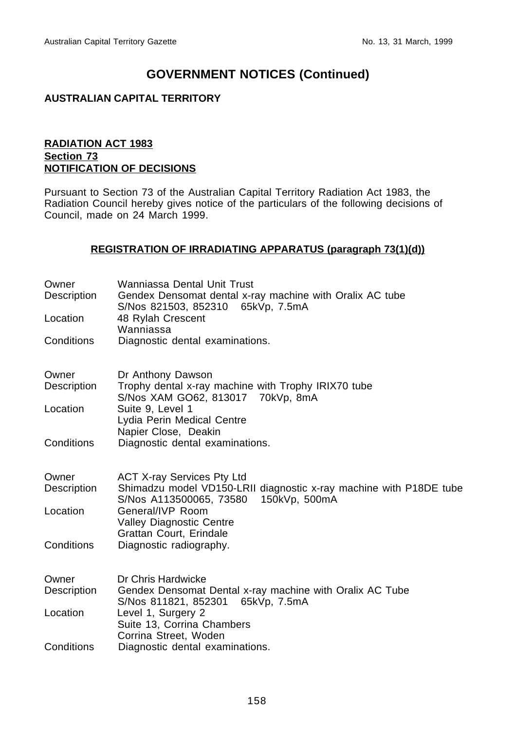# GOVERNMENT NOTICES (Continued)

**AUSTRALIAN CAPITAL TERRITORY**

**RADIATION ACT 1983**
**Section 73**
**NOTIFICATION OF DECISIONS**

Pursuant to Section 73 of the Australian Capital Territory Radiation Act 1983, the Radiation Council hereby gives notice of the particulars of the following decisions of Council, made on 24 March 1999.

**REGISTRATION OF IRRADIATING APPARATUS (paragraph 73(1)(d))**

| | |
|---|---|
| Owner | Wanniassa Dental Unit Trust |
| Description | Gendex Densomat dental x-ray machine with Oralix AC tube<br>S/Nos 821503, 852310 65kVp, 7.5mA |
| Location | 48 Rylah Crescent<br>Wanniassa |
| Conditions | Diagnostic dental examinations. |

| | |
|---|---|
| Owner | Dr Anthony Dawson |
| Description | Trophy dental x-ray machine with Trophy IRIX70 tube<br>S/Nos XAM GO62, 813017 70kVp, 8mA |
| Location | Suite 9, Level 1<br>Lydia Perin Medical Centre<br>Napier Close, Deakin |
| Conditions | Diagnostic dental examinations. |

| | |
|---|---|
| Owner | ACT X-ray Services Pty Ltd |
| Description | Shimadzu model VD150-LRII diagnostic x-ray machine with P18DE tube<br>S/Nos A113500065, 73580 150kVp, 500mA |
| Location | General/IVP Room<br>Valley Diagnostic Centre<br>Grattan Court, Erindale |
| Conditions | Diagnostic radiography. |

| | |
|---|---|
| Owner | Dr Chris Hardwicke |
| Description | Gendex Densomat Dental x-ray machine with Oralix AC Tube<br>S/Nos 811821, 852301 65kVp, 7.5mA |
| Location | Level 1, Surgery 2<br>Suite 13, Corrina Chambers<br>Corrina Street, Woden |
| Conditions | Diagnostic dental examinations. |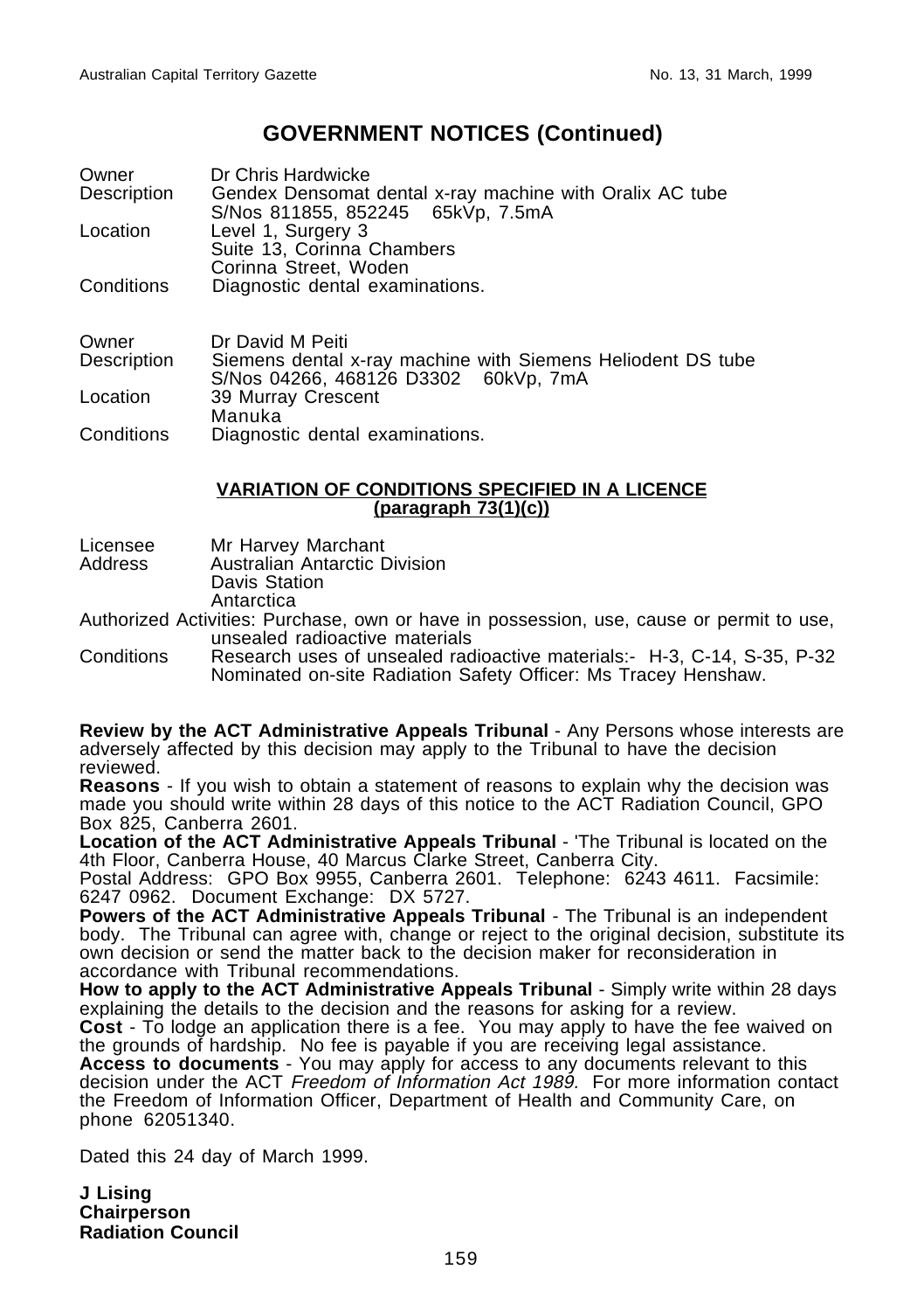## GOVERNMENT NOTICES (Continued)

Owner Dr Chris Hardwicke
Description Gendex Densomat dental x-ray machine with Oralix AC tube
S/Nos 811855, 852245 65kVp, 7.5mA
Location Level 1, Surgery 3
Suite 13, Corinna Chambers
Corinna Street, Woden
Conditions Diagnostic dental examinations.

Owner Dr David M Peiti
Description Siemens dental x-ray machine with Siemens Heliodent DS tube
S/Nos 04266, 468126 D3302 60kVp, 7mA
Location 39 Murray Crescent
Manuka
Conditions Diagnostic dental examinations.

**VARIATION OF CONDITIONS SPECIFIED IN A LICENCE**
**(paragraph 73(1)(c))**

Licensee Mr Harvey Marchant
Address Australian Antarctic Division
Davis Station
Antarctica
Authorized Activities: Purchase, own or have in possession, use, cause or permit to use, unsealed radioactive materials
Conditions Research uses of unsealed radioactive materials:- H-3, C-14, S-35, P-32
Nominated on-site Radiation Safety Officer: Ms Tracey Henshaw.

**Review by the ACT Administrative Appeals Tribunal** - Any Persons whose interests are adversely affected by this decision may apply to the Tribunal to have the decision reviewed.
**Reasons** - If you wish to obtain a statement of reasons to explain why the decision was made you should write within 28 days of this notice to the ACT Radiation Council, GPO Box 825, Canberra 2601.
**Location of the ACT Administrative Appeals Tribunal** - 'The Tribunal is located on the 4th Floor, Canberra House, 40 Marcus Clarke Street, Canberra City.
Postal Address: GPO Box 9955, Canberra 2601. Telephone: 6243 4611. Facsimile: 6247 0962. Document Exchange: DX 5727.
**Powers of the ACT Administrative Appeals Tribunal** - The Tribunal is an independent body. The Tribunal can agree with, change or reject to the original decision, substitute its own decision or send the matter back to the decision maker for reconsideration in accordance with Tribunal recommendations.
**How to apply to the ACT Administrative Appeals Tribunal** - Simply write within 28 days explaining the details to the decision and the reasons for asking for a review.
**Cost** - To lodge an application there is a fee. You may apply to have the fee waived on the grounds of hardship. No fee is payable if you are receiving legal assistance.
**Access to documents** - You may apply for access to any documents relevant to this decision under the ACT *Freedom of Information Act 1989.* For more information contact the Freedom of Information Officer, Department of Health and Community Care, on phone 62051340.

Dated this 24 day of March 1999.

**J Lising**
**Chairperson**
**Radiation Council**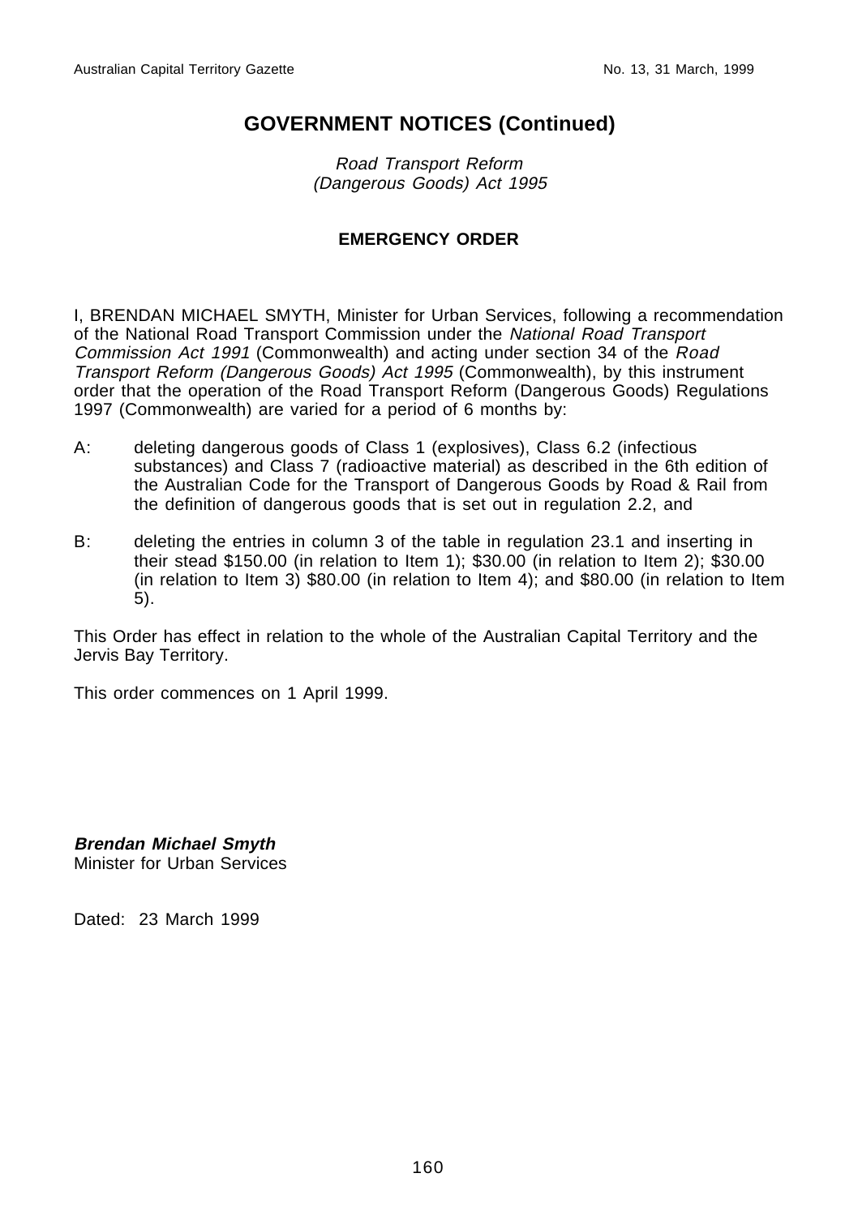## GOVERNMENT NOTICES (Continued)

*Road Transport Reform (Dangerous Goods) Act 1995*

**EMERGENCY ORDER**

I, BRENDAN MICHAEL SMYTH, Minister for Urban Services, following a recommendation of the National Road Transport Commission under the *National Road Transport Commission Act 1991* (Commonwealth) and acting under section 34 of the *Road Transport Reform (Dangerous Goods) Act 1995* (Commonwealth), by this instrument order that the operation of the Road Transport Reform (Dangerous Goods) Regulations 1997 (Commonwealth) are varied for a period of 6 months by:

A: deleting dangerous goods of Class 1 (explosives), Class 6.2 (infectious substances) and Class 7 (radioactive material) as described in the 6th edition of the Australian Code for the Transport of Dangerous Goods by Road & Rail from the definition of dangerous goods that is set out in regulation 2.2, and

B: deleting the entries in column 3 of the table in regulation 23.1 and inserting in their stead $150.00 (in relation to Item 1); $30.00 (in relation to Item 2); $30.00 (in relation to Item 3) $80.00 (in relation to Item 4); and $80.00 (in relation to Item 5).

This Order has effect in relation to the whole of the Australian Capital Territory and the Jervis Bay Territory.

This order commences on 1 April 1999.

***Brendan Michael Smyth***
Minister for Urban Services

Dated: 23 March 1999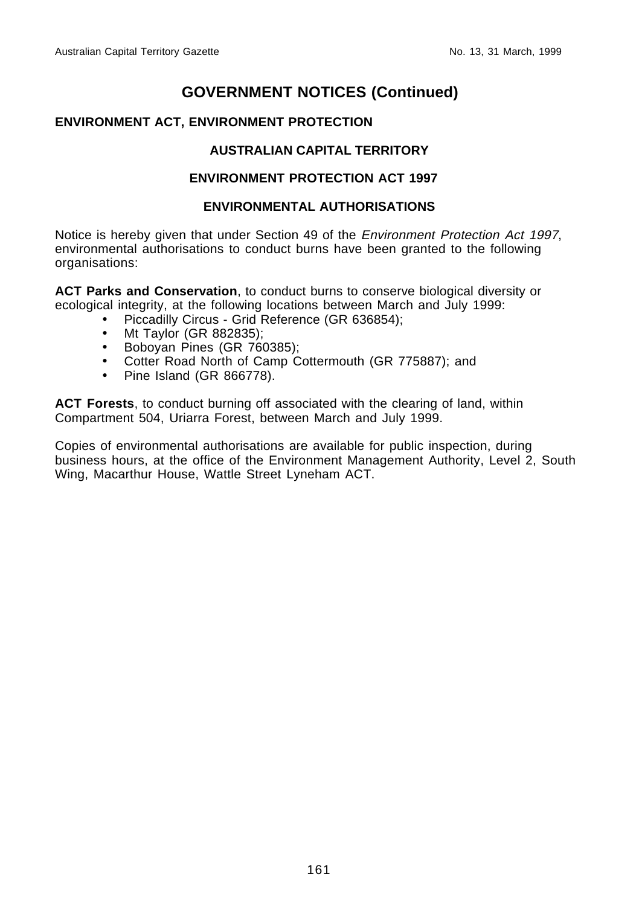# GOVERNMENT NOTICES (Continued)

**ENVIRONMENT ACT, ENVIRONMENT PROTECTION**

## AUSTRALIAN CAPITAL TERRITORY

## ENVIRONMENT PROTECTION ACT 1997

## ENVIRONMENTAL AUTHORISATIONS

Notice is hereby given that under Section 49 of the *Environment Protection Act 1997*, environmental authorisations to conduct burns have been granted to the following organisations:

**ACT Parks and Conservation**, to conduct burns to conserve biological diversity or ecological integrity, at the following locations between March and July 1999:

- Piccadilly Circus - Grid Reference (GR 636854);
- Mt Taylor (GR 882835);
- Boboyan Pines (GR 760385);
- Cotter Road North of Camp Cottermouth (GR 775887); and
- Pine Island (GR 866778).

**ACT Forests**, to conduct burning off associated with the clearing of land, within Compartment 504, Uriarra Forest, between March and July 1999.

Copies of environmental authorisations are available for public inspection, during business hours, at the office of the Environment Management Authority, Level 2, South Wing, Macarthur House, Wattle Street Lyneham ACT.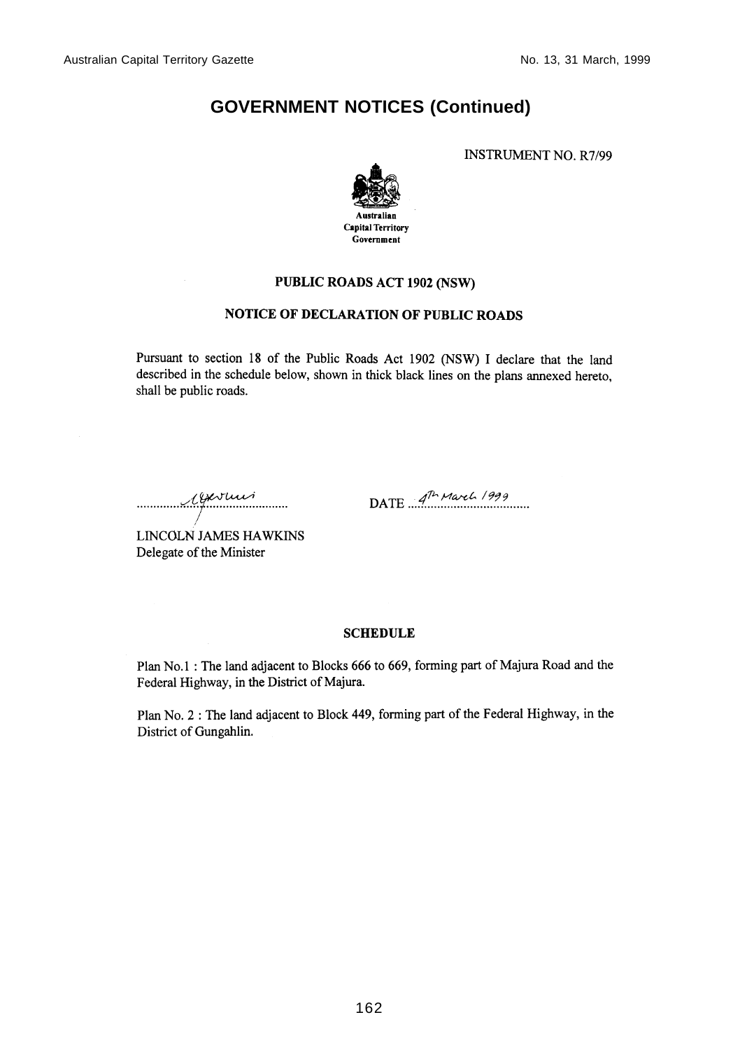# GOVERNMENT NOTICES (Continued)

INSTRUMENT NO. R7/99

Australian Capital Territory Government

**PUBLIC ROADS ACT 1902 (NSW)**

**NOTICE OF DECLARATION OF PUBLIC ROADS**

Pursuant to section 18 of the Public Roads Act 1902 (NSW) I declare that the land described in the schedule below, shown in thick black lines on the plans annexed hereto, shall be public roads.

LINCOLN JAMES HAWKINS
Delegate of the Minister

DATE 4th March 1999

**SCHEDULE**

Plan No.1 : The land adjacent to Blocks 666 to 669, forming part of Majura Road and the Federal Highway, in the District of Majura.

Plan No. 2 : The land adjacent to Block 449, forming part of the Federal Highway, in the District of Gungahlin.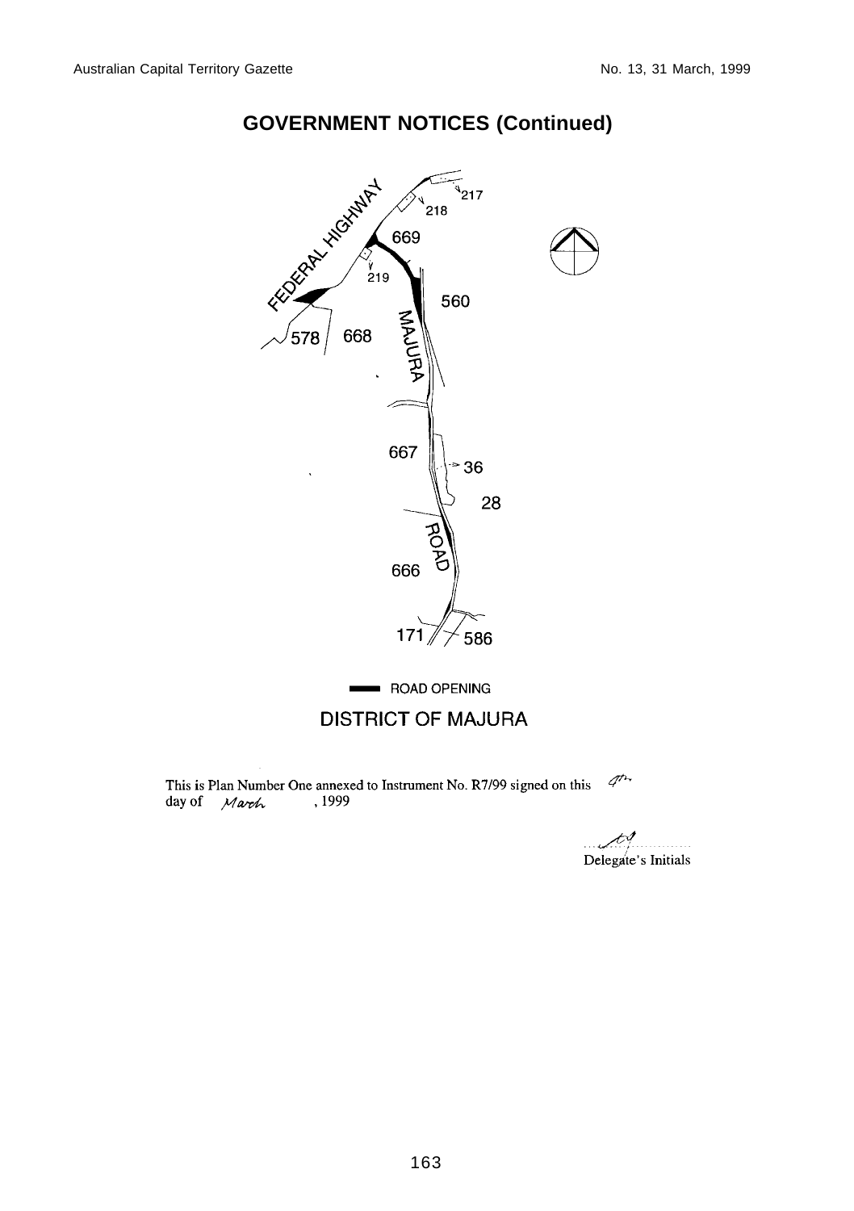## GOVERNMENT NOTICES (Continued)

FEDERAL HIGHWAY

217

218

669

219

560

578

668

MAJURA

667

36

28

ROAD

666

171

586

ROAD OPENING

DISTRICT OF MAJURA

This is Plan Number One annexed to Instrument No. R7/99 signed on this 4th day of March, 1999

Delegate's Initials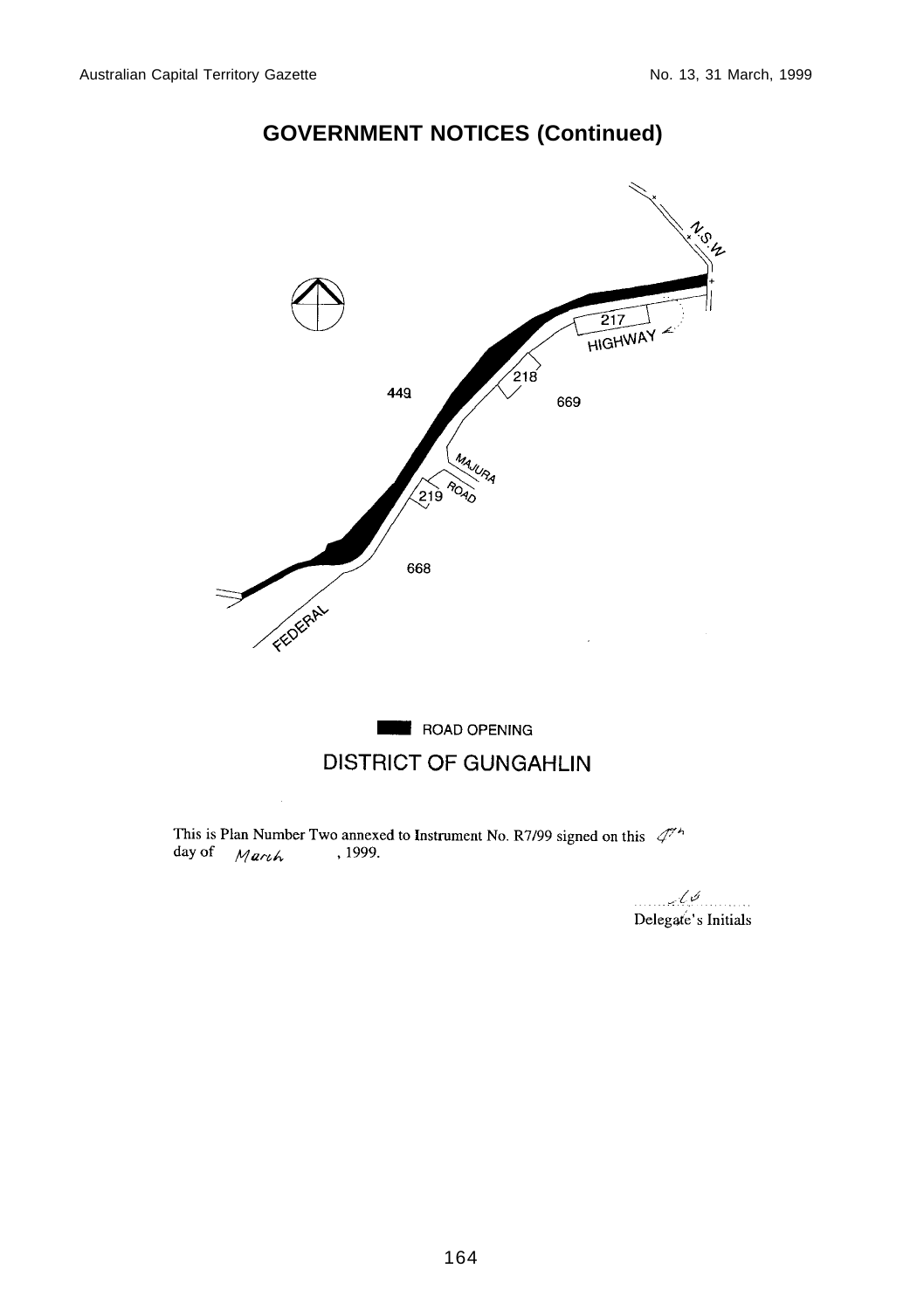## GOVERNMENT NOTICES (Continued)

N.S.W

217

HIGHWAY

218

449

669

MAJURA ROAD

219

668

FEDERAL

ROAD OPENING

DISTRICT OF GUNGAHLIN

This is Plan Number Two annexed to Instrument No. R7/99 signed on this 4th day of March, 1999.

Delegate's Initials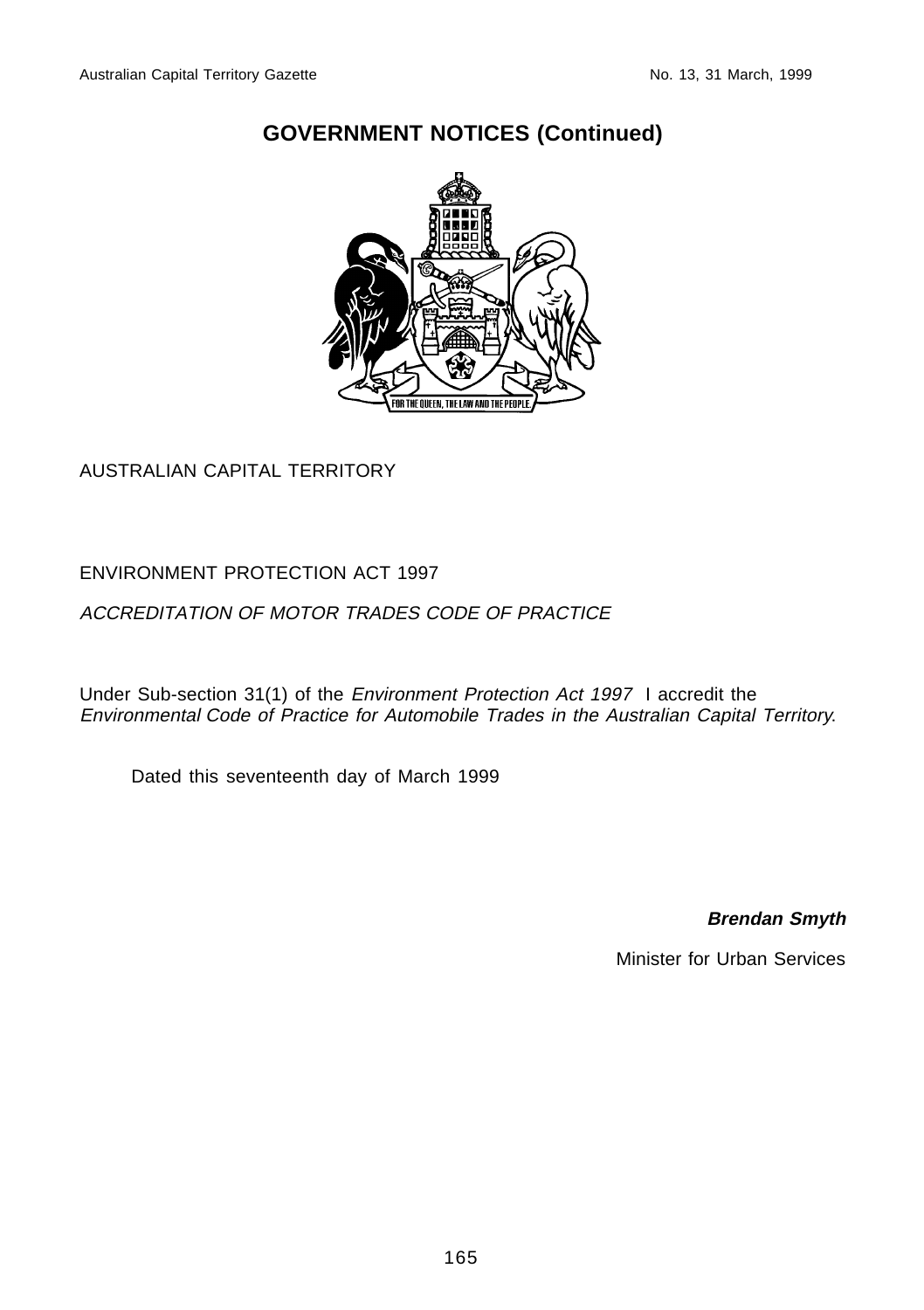## GOVERNMENT NOTICES (Continued)

AUSTRALIAN CAPITAL TERRITORY

ENVIRONMENT PROTECTION ACT 1997

*ACCREDITATION OF MOTOR TRADES CODE OF PRACTICE*

Under Sub-section 31(1) of the *Environment Protection Act 1997* I accredit the *Environmental Code of Practice for Automobile Trades in the Australian Capital Territory.*

Dated this seventeenth day of March 1999

***Brendan Smyth***

Minister for Urban Services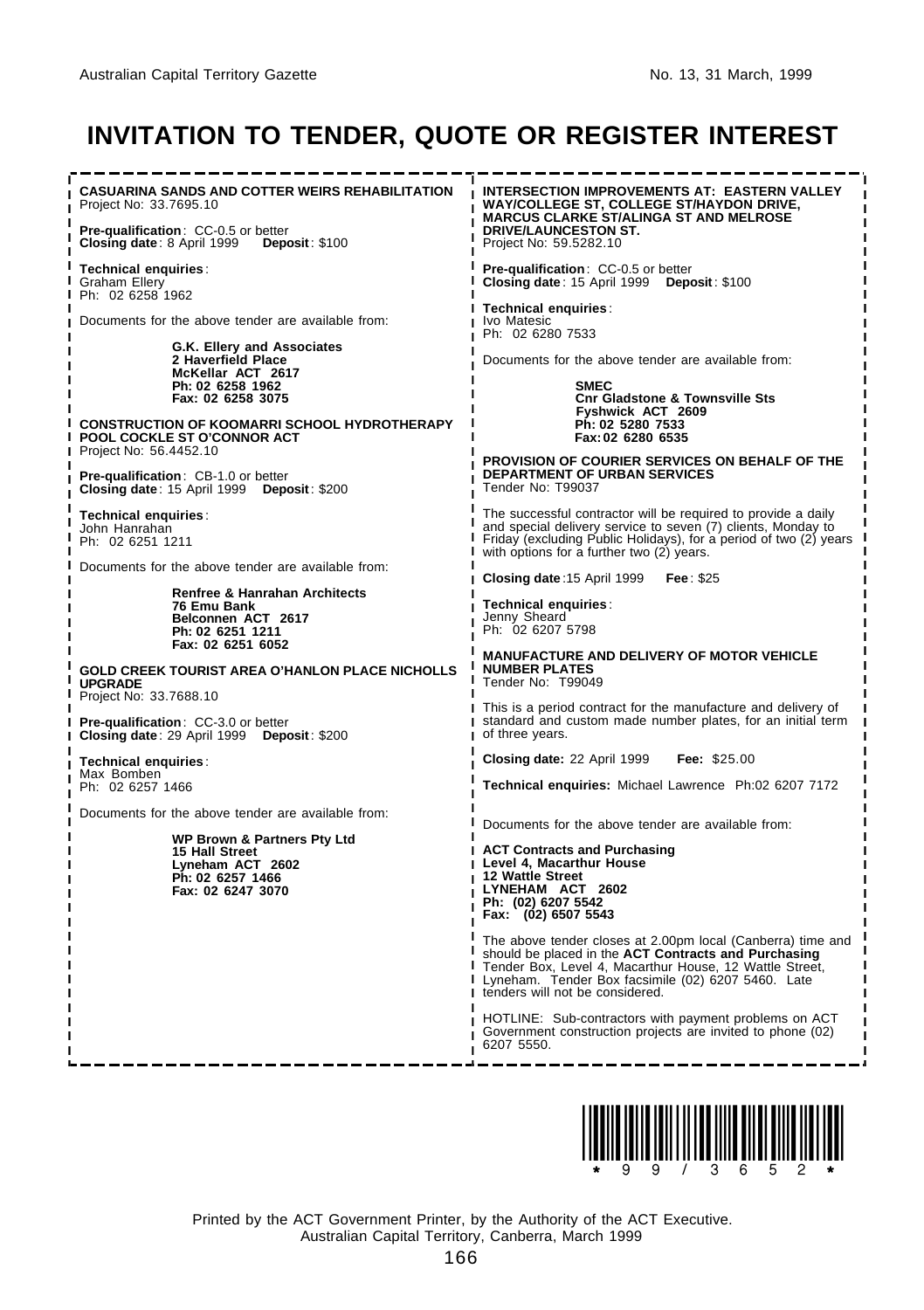# INVITATION TO TENDER, QUOTE OR REGISTER INTEREST

**CASUARINA SANDS AND COTTER WEIRS REHABILITATION**
Project No: 33.7695.10

**Pre-qualification**: CC-0.5 or better
**Closing date**: 8 April 1999 **Deposit**: $100

**Technical enquiries**:
Graham Ellery
Ph: 02 6258 1962

Documents for the above tender are available from:

**G.K. Ellery and Associates**
**2 Haverfield Place**
**McKellar ACT 2617**
**Ph: 02 6258 1962**
**Fax: 02 6258 3075**

**CONSTRUCTION OF KOOMARRI SCHOOL HYDROTHERAPY POOL COCKLE ST O'CONNOR ACT**
Project No: 56.4452.10

**Pre-qualification**: CB-1.0 or better
**Closing date**: 15 April 1999 **Deposit**: $200

**Technical enquiries**:
John Hanrahan
Ph: 02 6251 1211

Documents for the above tender are available from:

**Renfree & Hanrahan Architects**
**76 Emu Bank**
**Belconnen ACT 2617**
**Ph: 02 6251 1211**
**Fax: 02 6251 6052**

**GOLD CREEK TOURIST AREA O'HANLON PLACE NICHOLLS UPGRADE**
Project No: 33.7688.10

**Pre-qualification**: CC-3.0 or better
**Closing date**: 29 April 1999 **Deposit**: $200

**Technical enquiries**:
Max Bomben
Ph: 02 6257 1466

Documents for the above tender are available from:

**WP Brown & Partners Pty Ltd**
**15 Hall Street**
**Lyneham ACT 2602**
**Ph: 02 6257 1466**
**Fax: 02 6247 3070**

**INTERSECTION IMPROVEMENTS AT: EASTERN VALLEY WAY/COLLEGE ST, COLLEGE ST/HAYDON DRIVE, MARCUS CLARKE ST/ALINGA ST AND MELROSE DRIVE/LAUNCESTON ST.**
Project No: 59.5282.10

**Pre-qualification**: CC-0.5 or better
**Closing date**: 15 April 1999 **Deposit**: $100

**Technical enquiries**:
Ivo Matesic
Ph: 02 6280 7533

Documents for the above tender are available from:

**SMEC**
**Cnr Gladstone & Townsville Sts**
**Fyshwick ACT 2609**
**Ph: 02 5280 7533**
**Fax: 02 6280 6535**

**PROVISION OF COURIER SERVICES ON BEHALF OF THE DEPARTMENT OF URBAN SERVICES**
Tender No: T99037

The successful contractor will be required to provide a daily and special delivery service to seven (7) clients, Monday to Friday (excluding Public Holidays), for a period of two (2) years with options for a further two (2) years.

**Closing date**:15 April 1999 **Fee**: $25

**Technical enquiries**:
Jenny Sheard
Ph: 02 6207 5798

**MANUFACTURE AND DELIVERY OF MOTOR VEHICLE NUMBER PLATES**
Tender No: T99049

This is a period contract for the manufacture and delivery of standard and custom made number plates, for an initial term of three years.

**Closing date:** 22 April 1999 **Fee:** $25.00

**Technical enquiries:** Michael Lawrence Ph:02 6207 7172

Documents for the above tender are available from:

**ACT Contracts and Purchasing**
**Level 4, Macarthur House**
**12 Wattle Street**
**LYNEHAM ACT 2602**
**Ph: (02) 6207 5542**
**Fax: (02) 6507 5543**

The above tender closes at 2.00pm local (Canberra) time and should be placed in the **ACT Contracts and Purchasing** Tender Box, Level 4, Macarthur House, 12 Wattle Street, Lyneham. Tender Box facsimile (02) 6207 5460. Late tenders will not be considered.

HOTLINE: Sub-contractors with payment problems on ACT Government construction projects are invited to phone (02) 6207 5550.

\* 9 9 / 3 6 5 2 \*

Printed by the ACT Government Printer, by the Authority of the ACT Executive.
Australian Capital Territory, Canberra, March 1999